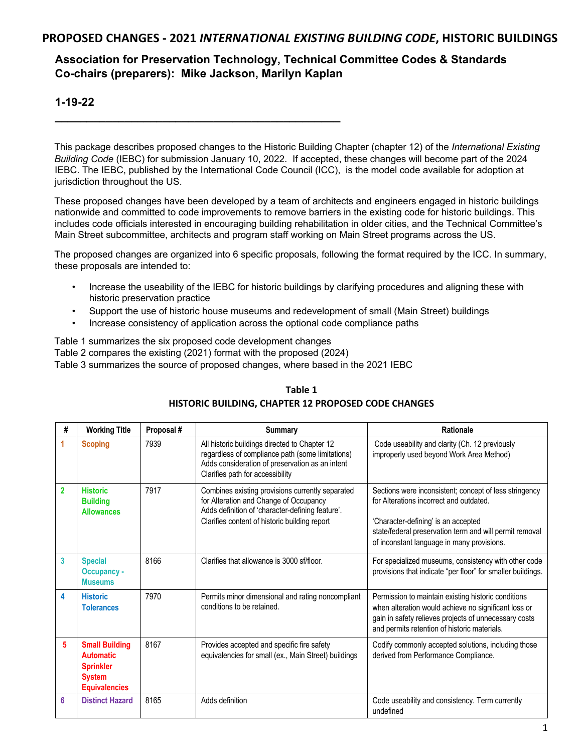# PROPOSED CHANGES - 2021 *INTERNATIONAL EXISTING BUILDING CODE*, HISTORIC BUILDINGS

## Association for Preservation Technology, Technical Committee Codes & Standards
## Co-chairs (preparers): Mike Jackson, Marilyn Kaplan

**1-19-22**

---

This package describes proposed changes to the Historic Building Chapter (chapter 12) of the *International Existing Building Code* (IEBC) for submission January 10, 2022. If accepted, these changes will become part of the 2024 IEBC. The IEBC, published by the International Code Council (ICC), is the model code available for adoption at jurisdiction throughout the US.

These proposed changes have been developed by a team of architects and engineers engaged in historic buildings nationwide and committed to code improvements to remove barriers in the existing code for historic buildings. This includes code officials interested in encouraging building rehabilitation in older cities, and the Technical Committee's Main Street subcommittee, architects and program staff working on Main Street programs across the US.

The proposed changes are organized into 6 specific proposals, following the format required by the ICC. In summary, these proposals are intended to:

- Increase the useability of the IEBC for historic buildings by clarifying procedures and aligning these with historic preservation practice
- Support the use of historic house museums and redevelopment of small (Main Street) buildings
- Increase consistency of application across the optional code compliance paths

Table 1 summarizes the six proposed code development changes
Table 2 compares the existing (2021) format with the proposed (2024)
Table 3 summarizes the source of proposed changes, where based in the 2021 IEBC

**Table 1**
**HISTORIC BUILDING, CHAPTER 12 PROPOSED CODE CHANGES**

| # | Working Title | Proposal # | Summary | Rationale |
|---|---|---|---|---|
| 1 | Scoping | 7939 | All historic buildings directed to Chapter 12 regardless of compliance path (some limitations)<br>Adds consideration of preservation as an intent<br>Clarifies path for accessibility | Code useability and clarity (Ch. 12 previously improperly used beyond Work Area Method) |
| 2 | Historic Building Allowances | 7917 | Combines existing provisions currently separated for Alteration and Change of Occupancy<br>Adds definition of 'character-defining feature'.<br>Clarifies content of historic building report | Sections were inconsistent; concept of less stringency for Alterations incorrect and outdated.<br><br>'Character-defining' is an accepted state/federal preservation term and will permit removal of inconstant language in many provisions. |
| 3 | Special Occupancy - Museums | 8166 | Clarifies that allowance is 3000 sf/floor. | For specialized museums, consistency with other code provisions that indicate "per floor" for smaller buildings. |
| 4 | Historic Tolerances | 7970 | Permits minor dimensional and rating noncompliant conditions to be retained. | Permission to maintain existing historic conditions when alteration would achieve no significant loss or gain in safety relieves projects of unnecessary costs and permits retention of historic materials. |
| 5 | Small Building Automatic Sprinkler System Equivalencies | 8167 | Provides accepted and specific fire safety equivalencies for small (ex., Main Street) buildings | Codify commonly accepted solutions, including those derived from Performance Compliance. |
| 6 | Distinct Hazard | 8165 | Adds definition | Code useability and consistency. Term currently undefined |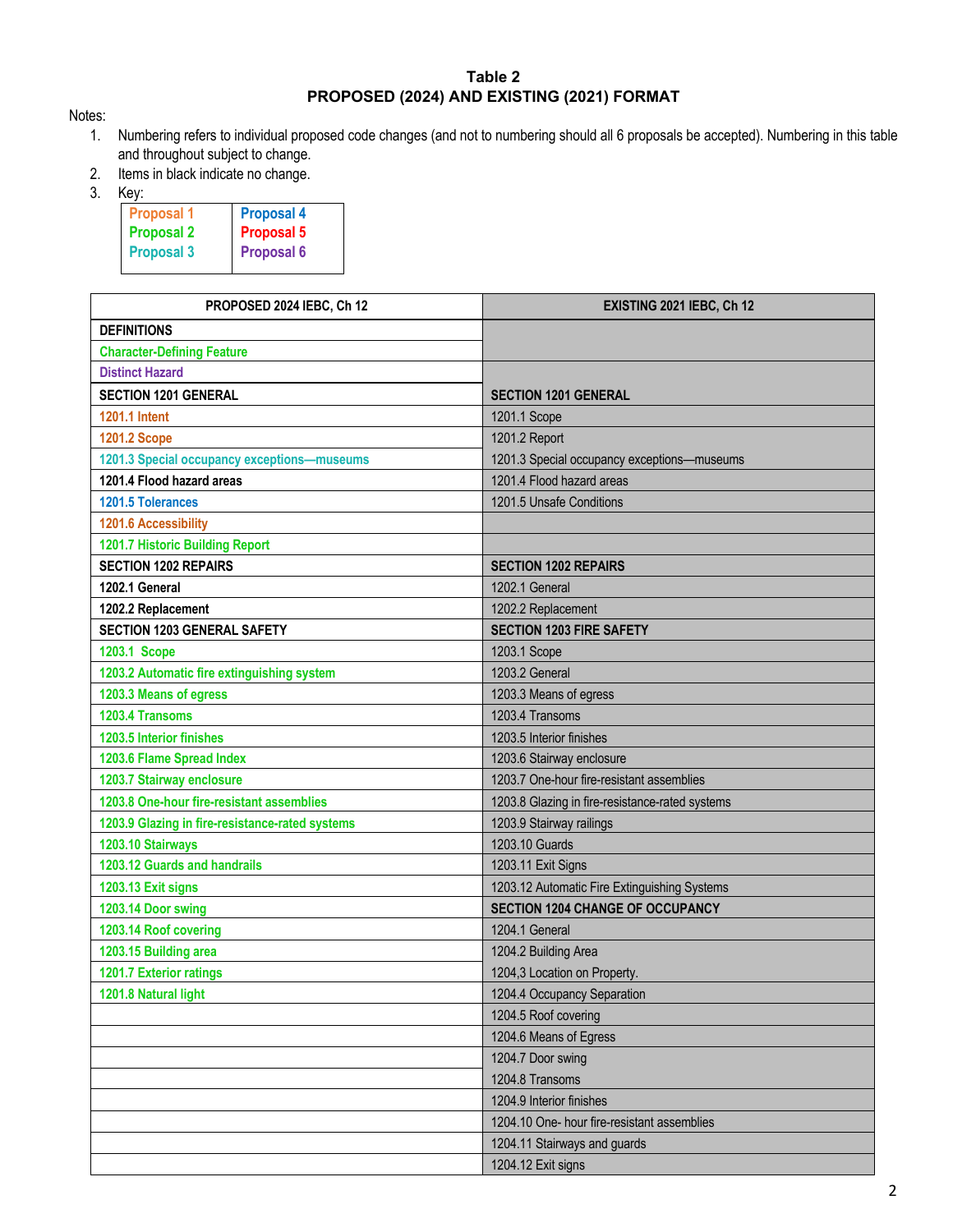**Table 2**
**PROPOSED (2024) AND EXISTING (2021) FORMAT**

Notes:

1. Numbering refers to individual proposed code changes (and not to numbering should all 6 proposals be accepted). Numbering in this table and throughout subject to change.
2. Items in black indicate no change.
3. Key:

| | |
|---|---|
| Proposal 1 | Proposal 4 |
| Proposal 2 | Proposal 5 |
| Proposal 3 | Proposal 6 |

| PROPOSED 2024 IEBC, Ch 12 | EXISTING 2021 IEBC, Ch 12 |
|---|---|
| **DEFINITIONS** | |
| Character-Defining Feature | |
| Distinct Hazard | |
| **SECTION 1201 GENERAL** | **SECTION 1201 GENERAL** |
| 1201.1 Intent | 1201.1 Scope |
| 1201.2 Scope | 1201.2 Report |
| 1201.3 Special occupancy exceptions—museums | 1201.3 Special occupancy exceptions—museums |
| 1201.4 Flood hazard areas | 1201.4 Flood hazard areas |
| 1201.5 Tolerances | 1201.5 Unsafe Conditions |
| 1201.6 Accessibility | |
| 1201.7 Historic Building Report | |
| **SECTION 1202 REPAIRS** | **SECTION 1202 REPAIRS** |
| 1202.1 General | 1202.1 General |
| 1202.2 Replacement | 1202.2 Replacement |
| **SECTION 1203 GENERAL SAFETY** | **SECTION 1203 FIRE SAFETY** |
| 1203.1 Scope | 1203.1 Scope |
| 1203.2 Automatic fire extinguishing system | 1203.2 General |
| 1203.3 Means of egress | 1203.3 Means of egress |
| 1203.4 Transoms | 1203.4 Transoms |
| 1203.5 Interior finishes | 1203.5 Interior finishes |
| 1203.6 Flame Spread Index | 1203.6 Stairway enclosure |
| 1203.7 Stairway enclosure | 1203.7 One-hour fire-resistant assemblies |
| 1203.8 One-hour fire-resistant assemblies | 1203.8 Glazing in fire-resistance-rated systems |
| 1203.9 Glazing in fire-resistance-rated systems | 1203.9 Stairway railings |
| 1203.10 Stairways | 1203.10 Guards |
| 1203.12 Guards and handrails | 1203.11 Exit Signs |
| 1203.13 Exit signs | 1203.12 Automatic Fire Extinguishing Systems |
| 1203.14 Door swing | **SECTION 1204 CHANGE OF OCCUPANCY** |
| 1203.14 Roof covering | 1204.1 General |
| 1203.15 Building area | 1204.2 Building Area |
| 1201.7 Exterior ratings | 1204,3 Location on Property. |
| 1201.8 Natural light | 1204.4 Occupancy Separation |
| | 1204.5 Roof covering |
| | 1204.6 Means of Egress |
| | 1204.7 Door swing |
| | 1204.8 Transoms |
| | 1204.9 Interior finishes |
| | 1204.10 One- hour fire-resistant assemblies |
| | 1204.11 Stairways and guards |
| | 1204.12 Exit signs |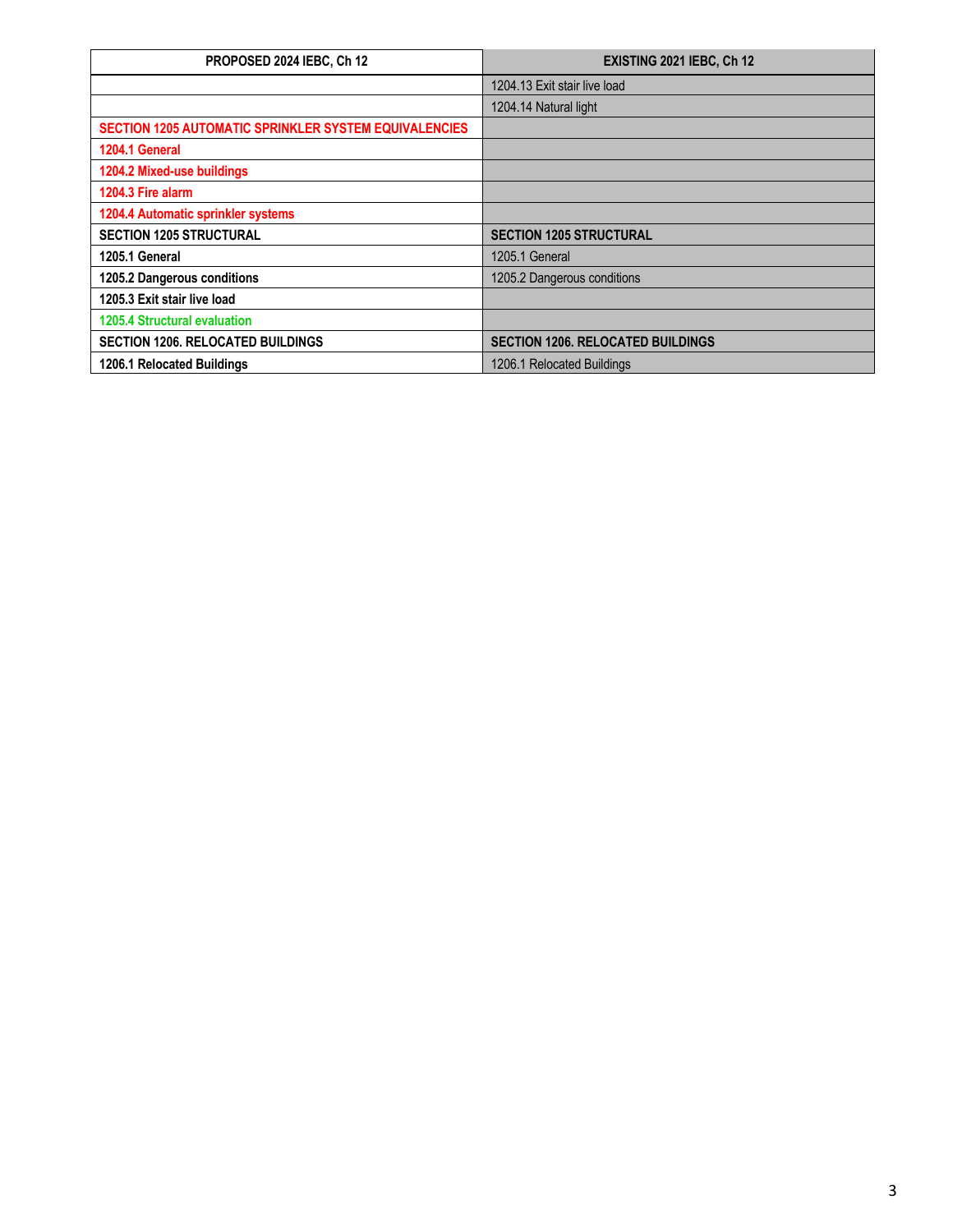| PROPOSED 2024 IEBC, Ch 12 | EXISTING 2021 IEBC, Ch 12 |
|---|---|
| | 1204.13 Exit stair live load |
| | 1204.14 Natural light |
| **SECTION 1205 AUTOMATIC SPRINKLER SYSTEM EQUIVALENCIES** | |
| **1204.1 General** | |
| **1204.2 Mixed-use buildings** | |
| **1204.3 Fire alarm** | |
| **1204.4 Automatic sprinkler systems** | |
| **SECTION 1205 STRUCTURAL** | **SECTION 1205 STRUCTURAL** |
| **1205.1 General** | 1205.1 General |
| **1205.2 Dangerous conditions** | 1205.2 Dangerous conditions |
| **1205.3 Exit stair live load** | |
| **1205.4 Structural evaluation** | |
| **SECTION 1206. RELOCATED BUILDINGS** | **SECTION 1206. RELOCATED BUILDINGS** |
| **1206.1 Relocated Buildings** | 1206.1 Relocated Buildings |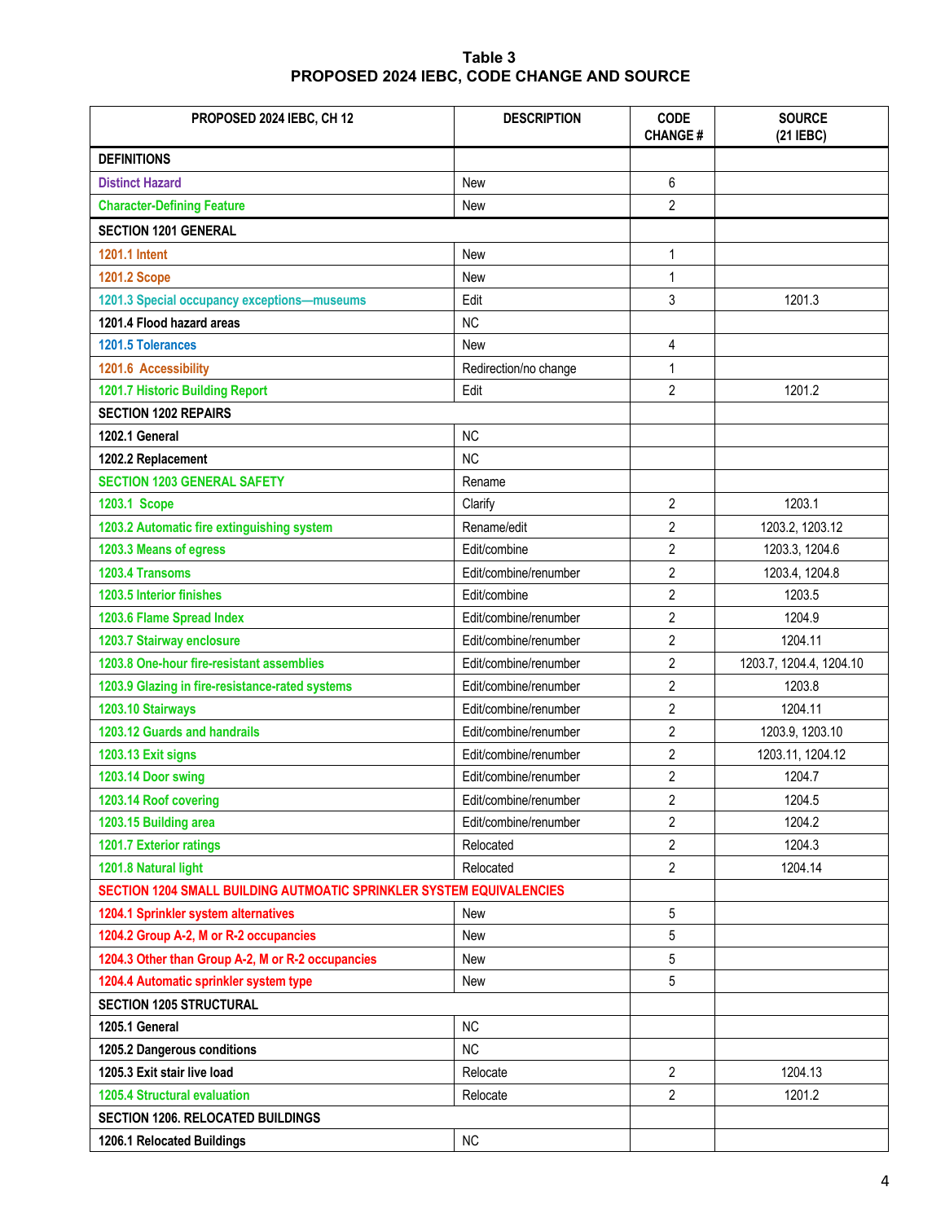**Table 3**
**PROPOSED 2024 IEBC, CODE CHANGE AND SOURCE**

| PROPOSED 2024 IEBC, CH 12 | DESCRIPTION | CODE CHANGE # | SOURCE (21 IEBC) |
|---|---|---|---|
| **DEFINITIONS** | | | |
| Distinct Hazard | New | 6 | |
| Character-Defining Feature | New | 2 | |
| **SECTION 1201 GENERAL** | | | |
| 1201.1 Intent | New | 1 | |
| 1201.2 Scope | New | 1 | |
| 1201.3 Special occupancy exceptions—museums | Edit | 3 | 1201.3 |
| 1201.4 Flood hazard areas | NC | | |
| 1201.5 Tolerances | New | 4 | |
| 1201.6 Accessibility | Redirection/no change | 1 | |
| 1201.7 Historic Building Report | Edit | 2 | 1201.2 |
| **SECTION 1202 REPAIRS** | | | |
| 1202.1 General | NC | | |
| 1202.2 Replacement | NC | | |
| **SECTION 1203 GENERAL SAFETY** | Rename | | |
| 1203.1 Scope | Clarify | 2 | 1203.1 |
| 1203.2 Automatic fire extinguishing system | Rename/edit | 2 | 1203.2, 1203.12 |
| 1203.3 Means of egress | Edit/combine | 2 | 1203.3, 1204.6 |
| 1203.4 Transoms | Edit/combine/renumber | 2 | 1203.4, 1204.8 |
| 1203.5 Interior finishes | Edit/combine | 2 | 1203.5 |
| 1203.6 Flame Spread Index | Edit/combine/renumber | 2 | 1204.9 |
| 1203.7 Stairway enclosure | Edit/combine/renumber | 2 | 1204.11 |
| 1203.8 One-hour fire-resistant assemblies | Edit/combine/renumber | 2 | 1203.7, 1204.4, 1204.10 |
| 1203.9 Glazing in fire-resistance-rated systems | Edit/combine/renumber | 2 | 1203.8 |
| 1203.10 Stairways | Edit/combine/renumber | 2 | 1204.11 |
| 1203.12 Guards and handrails | Edit/combine/renumber | 2 | 1203.9, 1203.10 |
| 1203.13 Exit signs | Edit/combine/renumber | 2 | 1203.11, 1204.12 |
| 1203.14 Door swing | Edit/combine/renumber | 2 | 1204.7 |
| 1203.14 Roof covering | Edit/combine/renumber | 2 | 1204.5 |
| 1203.15 Building area | Edit/combine/renumber | 2 | 1204.2 |
| 1201.7 Exterior ratings | Relocated | 2 | 1204.3 |
| 1201.8 Natural light | Relocated | 2 | 1204.14 |
| **SECTION 1204 SMALL BUILDING AUTMOATIC SPRINKLER SYSTEM EQUIVALENCIES** | | | |
| 1204.1 Sprinkler system alternatives | New | 5 | |
| 1204.2 Group A-2, M or R-2 occupancies | New | 5 | |
| 1204.3 Other than Group A-2, M or R-2 occupancies | New | 5 | |
| 1204.4 Automatic sprinkler system type | New | 5 | |
| **SECTION 1205 STRUCTURAL** | | | |
| 1205.1 General | NC | | |
| 1205.2 Dangerous conditions | NC | | |
| 1205.3 Exit stair live load | Relocate | 2 | 1204.13 |
| 1205.4 Structural evaluation | Relocate | 2 | 1201.2 |
| **SECTION 1206. RELOCATED BUILDINGS** | | | |
| 1206.1 Relocated Buildings | NC | | |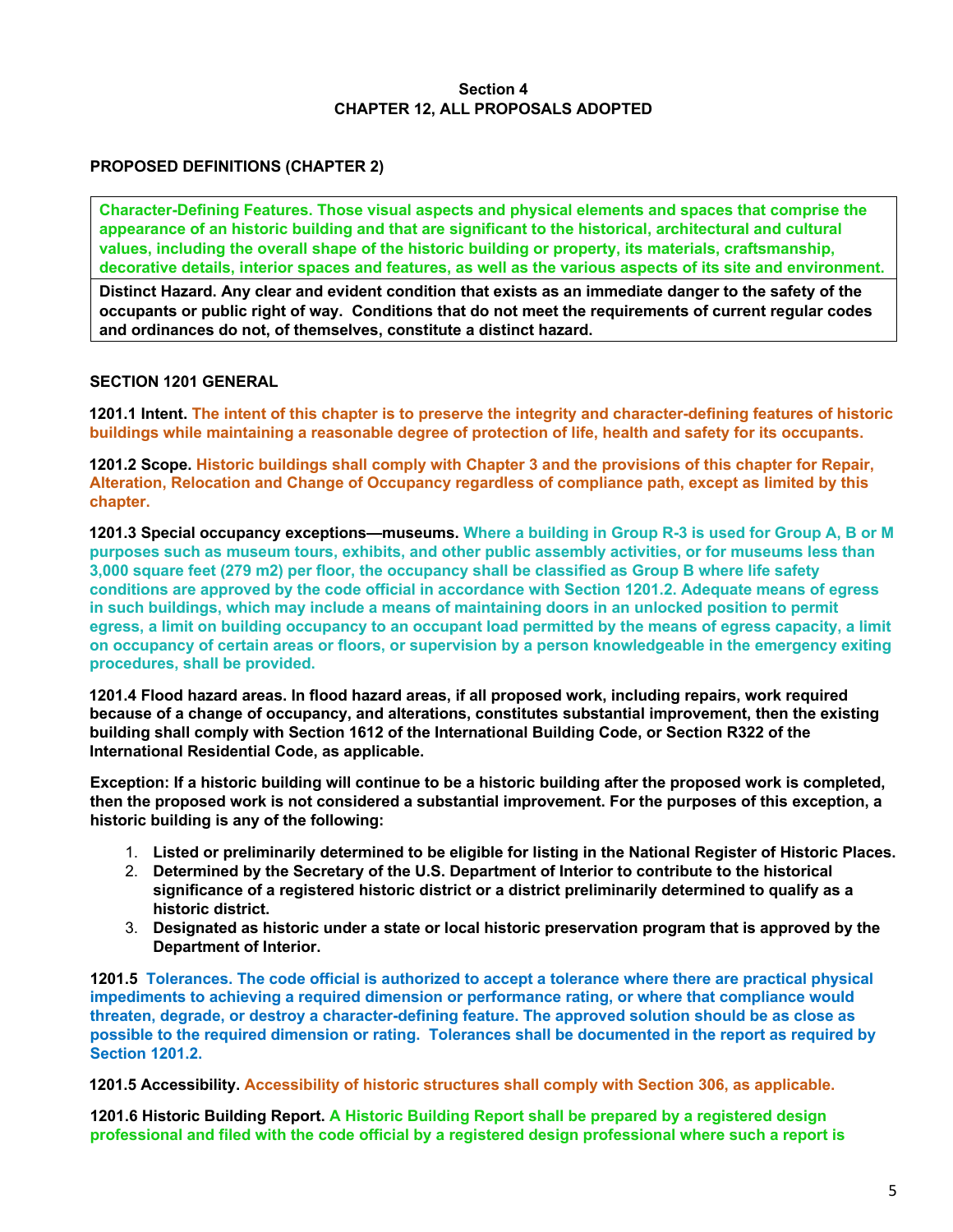**Section 4**
**CHAPTER 12, ALL PROPOSALS ADOPTED**

**PROPOSED DEFINITIONS (CHAPTER 2)**

| **Character-Defining Features. Those visual aspects and physical elements and spaces that comprise the appearance of an historic building and that are significant to the historical, architectural and cultural values, including the overall shape of the historic building or property, its materials, craftsmanship, decorative details, interior spaces and features, as well as the various aspects of its site and environment.** |
|---|
| **Distinct Hazard. Any clear and evident condition that exists as an immediate danger to the safety of the occupants or public right of way. Conditions that do not meet the requirements of current regular codes and ordinances do not, of themselves, constitute a distinct hazard.** |

**SECTION 1201 GENERAL**

**1201.1 Intent. The intent of this chapter is to preserve the integrity and character-defining features of historic buildings while maintaining a reasonable degree of protection of life, health and safety for its occupants.**

**1201.2 Scope. Historic buildings shall comply with Chapter 3 and the provisions of this chapter for Repair, Alteration, Relocation and Change of Occupancy regardless of compliance path, except as limited by this chapter.**

**1201.3 Special occupancy exceptions—museums. Where a building in Group R-3 is used for Group A, B or M purposes such as museum tours, exhibits, and other public assembly activities, or for museums less than 3,000 square feet (279 m2) per floor, the occupancy shall be classified as Group B where life safety conditions are approved by the code official in accordance with Section 1201.2. Adequate means of egress in such buildings, which may include a means of maintaining doors in an unlocked position to permit egress, a limit on building occupancy to an occupant load permitted by the means of egress capacity, a limit on occupancy of certain areas or floors, or supervision by a person knowledgeable in the emergency exiting procedures, shall be provided.**

**1201.4 Flood hazard areas. In flood hazard areas, if all proposed work, including repairs, work required because of a change of occupancy, and alterations, constitutes substantial improvement, then the existing building shall comply with Section 1612 of the International Building Code, or Section R322 of the International Residential Code, as applicable.**

**Exception: If a historic building will continue to be a historic building after the proposed work is completed, then the proposed work is not considered a substantial improvement. For the purposes of this exception, a historic building is any of the following:**

1. **Listed or preliminarily determined to be eligible for listing in the National Register of Historic Places.**
2. **Determined by the Secretary of the U.S. Department of Interior to contribute to the historical significance of a registered historic district or a district preliminarily determined to qualify as a historic district.**
3. **Designated as historic under a state or local historic preservation program that is approved by the Department of Interior.**

**1201.5 Tolerances. The code official is authorized to accept a tolerance where there are practical physical impediments to achieving a required dimension or performance rating, or where that compliance would threaten, degrade, or destroy a character-defining feature. The approved solution should be as close as possible to the required dimension or rating. Tolerances shall be documented in the report as required by Section 1201.2.**

**1201.5 Accessibility. Accessibility of historic structures shall comply with Section 306, as applicable.**

**1201.6 Historic Building Report. A Historic Building Report shall be prepared by a registered design professional and filed with the code official by a registered design professional where such a report is**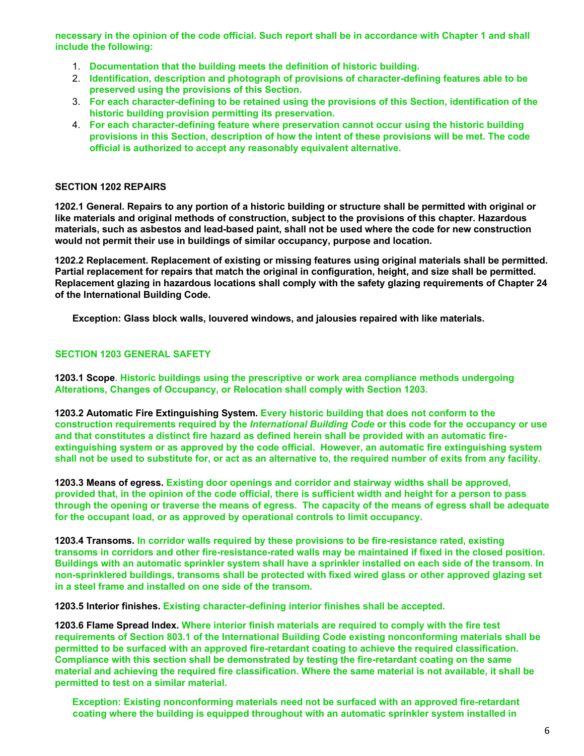**necessary in the opinion of the code official. Such report shall be in accordance with Chapter 1 and shall include the following:**

1. **Documentation that the building meets the definition of historic building.**
2. **Identification, description and photograph of provisions of character-defining features able to be preserved using the provisions of this Section.**
3. **For each character-defining to be retained using the provisions of this Section, identification of the historic building provision permitting its preservation.**
4. **For each character-defining feature where preservation cannot occur using the historic building provisions in this Section, description of how the intent of these provisions will be met. The code official is authorized to accept any reasonably equivalent alternative.**

## SECTION 1202 REPAIRS

**1202.1 General. Repairs to any portion of a historic building or structure shall be permitted with original or like materials and original methods of construction, subject to the provisions of this chapter. Hazardous materials, such as asbestos and lead-based paint, shall not be used where the code for new construction would not permit their use in buildings of similar occupancy, purpose and location.**

**1202.2 Replacement. Replacement of existing or missing features using original materials shall be permitted. Partial replacement for repairs that match the original in configuration, height, and size shall be permitted. Replacement glazing in hazardous locations shall comply with the safety glazing requirements of Chapter 24 of the International Building Code.**

**Exception: Glass block walls, louvered windows, and jalousies repaired with like materials.**

## SECTION 1203 GENERAL SAFETY

**1203.1 Scope. Historic buildings using the prescriptive or work area compliance methods undergoing Alterations, Changes of Occupancy, or Relocation shall comply with Section 1203.**

**1203.2 Automatic Fire Extinguishing System. Every historic building that does not conform to the construction requirements required by the *International Building Code* or this code for the occupancy or use and that constitutes a distinct fire hazard as defined herein shall be provided with an automatic fire-extinguishing system or as approved by the code official. However, an automatic fire extinguishing system shall not be used to substitute for, or act as an alternative to, the required number of exits from any facility.**

**1203.3 Means of egress. Existing door openings and corridor and stairway widths shall be approved, provided that, in the opinion of the code official, there is sufficient width and height for a person to pass through the opening or traverse the means of egress. The capacity of the means of egress shall be adequate for the occupant load, or as approved by operational controls to limit occupancy.**

**1203.4 Transoms. In corridor walls required by these provisions to be fire-resistance rated, existing transoms in corridors and other fire-resistance-rated walls may be maintained if fixed in the closed position. Buildings with an automatic sprinkler system shall have a sprinkler installed on each side of the transom. In non-sprinklered buildings, transoms shall be protected with fixed wired glass or other approved glazing set in a steel frame and installed on one side of the transom.**

**1203.5 Interior finishes. Existing character-defining interior finishes shall be accepted.**

**1203.6 Flame Spread Index. Where interior finish materials are required to comply with the fire test requirements of Section 803.1 of the International Building Code existing nonconforming materials shall be permitted to be surfaced with an approved fire-retardant coating to achieve the required classification. Compliance with this section shall be demonstrated by testing the fire-retardant coating on the same material and achieving the required fire classification. Where the same material is not available, it shall be permitted to test on a similar material.**

**Exception: Existing nonconforming materials need not be surfaced with an approved fire-retardant coating where the building is equipped throughout with an automatic sprinkler system installed in**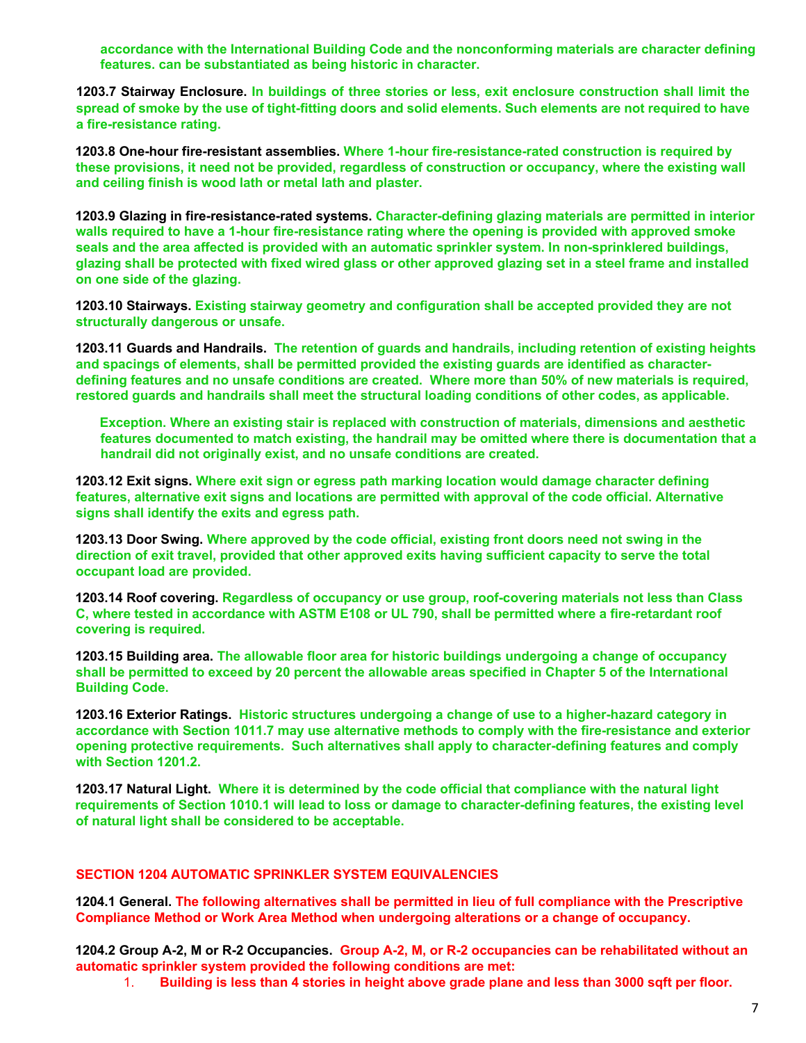accordance with the International Building Code and the nonconforming materials are character defining features. can be substantiated as being historic in character.

**1203.7 Stairway Enclosure.** In buildings of three stories or less, exit enclosure construction shall limit the spread of smoke by the use of tight-fitting doors and solid elements. Such elements are not required to have a fire-resistance rating.

**1203.8 One-hour fire-resistant assemblies.** Where 1-hour fire-resistance-rated construction is required by these provisions, it need not be provided, regardless of construction or occupancy, where the existing wall and ceiling finish is wood lath or metal lath and plaster.

**1203.9 Glazing in fire-resistance-rated systems.** Character-defining glazing materials are permitted in interior walls required to have a 1-hour fire-resistance rating where the opening is provided with approved smoke seals and the area affected is provided with an automatic sprinkler system. In non-sprinklered buildings, glazing shall be protected with fixed wired glass or other approved glazing set in a steel frame and installed on one side of the glazing.

**1203.10 Stairways.** Existing stairway geometry and configuration shall be accepted provided they are not structurally dangerous or unsafe.

**1203.11 Guards and Handrails.** The retention of guards and handrails, including retention of existing heights and spacings of elements, shall be permitted provided the existing guards are identified as character-defining features and no unsafe conditions are created. Where more than 50% of new materials is required, restored guards and handrails shall meet the structural loading conditions of other codes, as applicable.

Exception. Where an existing stair is replaced with construction of materials, dimensions and aesthetic features documented to match existing, the handrail may be omitted where there is documentation that a handrail did not originally exist, and no unsafe conditions are created.

**1203.12 Exit signs.** Where exit sign or egress path marking location would damage character defining features, alternative exit signs and locations are permitted with approval of the code official. Alternative signs shall identify the exits and egress path.

**1203.13 Door Swing.** Where approved by the code official, existing front doors need not swing in the direction of exit travel, provided that other approved exits having sufficient capacity to serve the total occupant load are provided.

**1203.14 Roof covering.** Regardless of occupancy or use group, roof-covering materials not less than Class C, where tested in accordance with ASTM E108 or UL 790, shall be permitted where a fire-retardant roof covering is required.

**1203.15 Building area.** The allowable floor area for historic buildings undergoing a change of occupancy shall be permitted to exceed by 20 percent the allowable areas specified in Chapter 5 of the International Building Code.

**1203.16 Exterior Ratings.** Historic structures undergoing a change of use to a higher-hazard category in accordance with Section 1011.7 may use alternative methods to comply with the fire-resistance and exterior opening protective requirements. Such alternatives shall apply to character-defining features and comply with Section 1201.2.

**1203.17 Natural Light.** Where it is determined by the code official that compliance with the natural light requirements of Section 1010.1 will lead to loss or damage to character-defining features, the existing level of natural light shall be considered to be acceptable.

## SECTION 1204 AUTOMATIC SPRINKLER SYSTEM EQUIVALENCIES

**1204.1 General.** The following alternatives shall be permitted in lieu of full compliance with the Prescriptive Compliance Method or Work Area Method when undergoing alterations or a change of occupancy.

**1204.2 Group A-2, M or R-2 Occupancies.** Group A-2, M, or R-2 occupancies can be rehabilitated without an automatic sprinkler system provided the following conditions are met:

1. Building is less than 4 stories in height above grade plane and less than 3000 sqft per floor.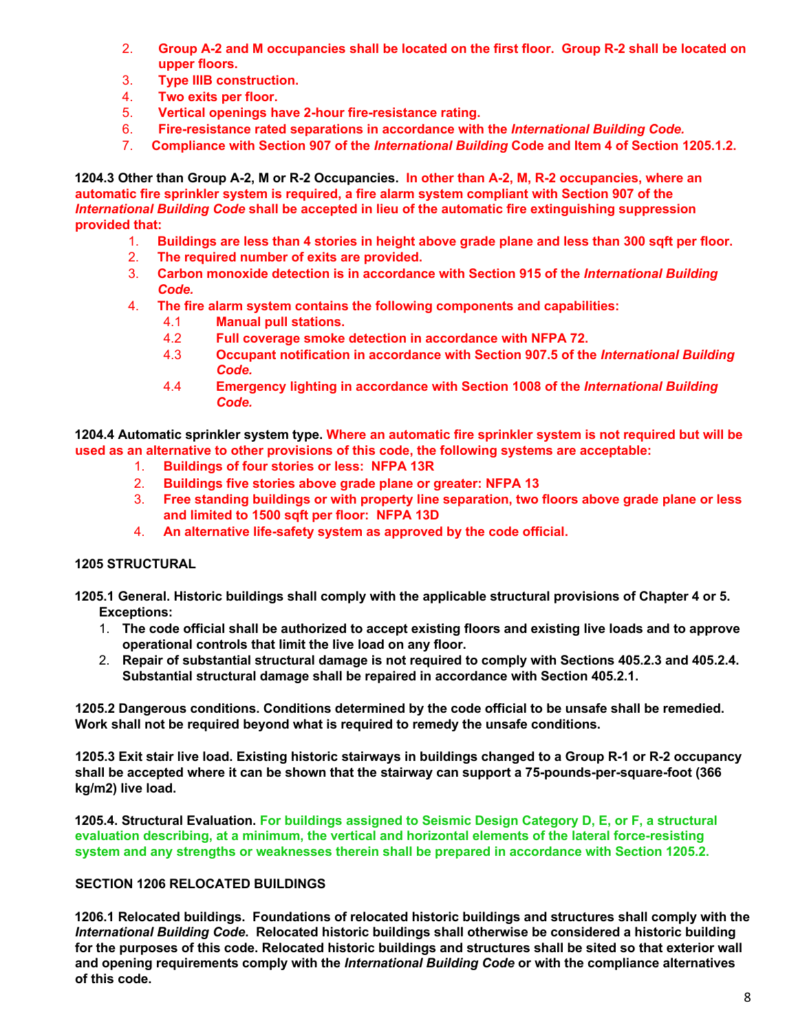2. **Group A-2 and M occupancies shall be located on the first floor. Group R-2 shall be located on upper floors.**
3. **Type IIIB construction.**
4. **Two exits per floor.**
5. **Vertical openings have 2-hour fire-resistance rating.**
6. **Fire-resistance rated separations in accordance with the *International Building Code.***
7. **Compliance with Section 907 of the *International Building* Code and Item 4 of Section 1205.1.2.**

**1204.3 Other than Group A-2, M or R-2 Occupancies. In other than A-2, M, R-2 occupancies, where an automatic fire sprinkler system is required, a fire alarm system compliant with Section 907 of the *International Building Code* shall be accepted in lieu of the automatic fire extinguishing suppression provided that:**

1. **Buildings are less than 4 stories in height above grade plane and less than 300 sqft per floor.**
2. **The required number of exits are provided.**
3. **Carbon monoxide detection is in accordance with Section 915 of the *International Building Code.***
4. **The fire alarm system contains the following components and capabilities:**
   - 4.1 **Manual pull stations.**
   - 4.2 **Full coverage smoke detection in accordance with NFPA 72.**
   - 4.3 **Occupant notification in accordance with Section 907.5 of the *International Building Code.***
   - 4.4 **Emergency lighting in accordance with Section 1008 of the *International Building Code.***

**1204.4 Automatic sprinkler system type. Where an automatic fire sprinkler system is not required but will be used as an alternative to other provisions of this code, the following systems are acceptable:**

1. **Buildings of four stories or less: NFPA 13R**
2. **Buildings five stories above grade plane or greater: NFPA 13**
3. **Free standing buildings or with property line separation, two floors above grade plane or less and limited to 1500 sqft per floor: NFPA 13D**
4. **An alternative life-safety system as approved by the code official.**

**1205 STRUCTURAL**

**1205.1 General. Historic buildings shall comply with the applicable structural provisions of Chapter 4 or 5.**
**Exceptions:**

1. **The code official shall be authorized to accept existing floors and existing live loads and to approve operational controls that limit the live load on any floor.**
2. **Repair of substantial structural damage is not required to comply with Sections 405.2.3 and 405.2.4. Substantial structural damage shall be repaired in accordance with Section 405.2.1.**

**1205.2 Dangerous conditions. Conditions determined by the code official to be unsafe shall be remedied. Work shall not be required beyond what is required to remedy the unsafe conditions.**

**1205.3 Exit stair live load. Existing historic stairways in buildings changed to a Group R-1 or R-2 occupancy shall be accepted where it can be shown that the stairway can support a 75-pounds-per-square-foot (366 kg/m2) live load.**

**1205.4. Structural Evaluation. For buildings assigned to Seismic Design Category D, E, or F, a structural evaluation describing, at a minimum, the vertical and horizontal elements of the lateral force-resisting system and any strengths or weaknesses therein shall be prepared in accordance with Section 1205.2.**

**SECTION 1206 RELOCATED BUILDINGS**

**1206.1 Relocated buildings. Foundations of relocated historic buildings and structures shall comply with the *International Building Code*. Relocated historic buildings shall otherwise be considered a historic building for the purposes of this code. Relocated historic buildings and structures shall be sited so that exterior wall and opening requirements comply with the *International Building Code* or with the compliance alternatives of this code.**